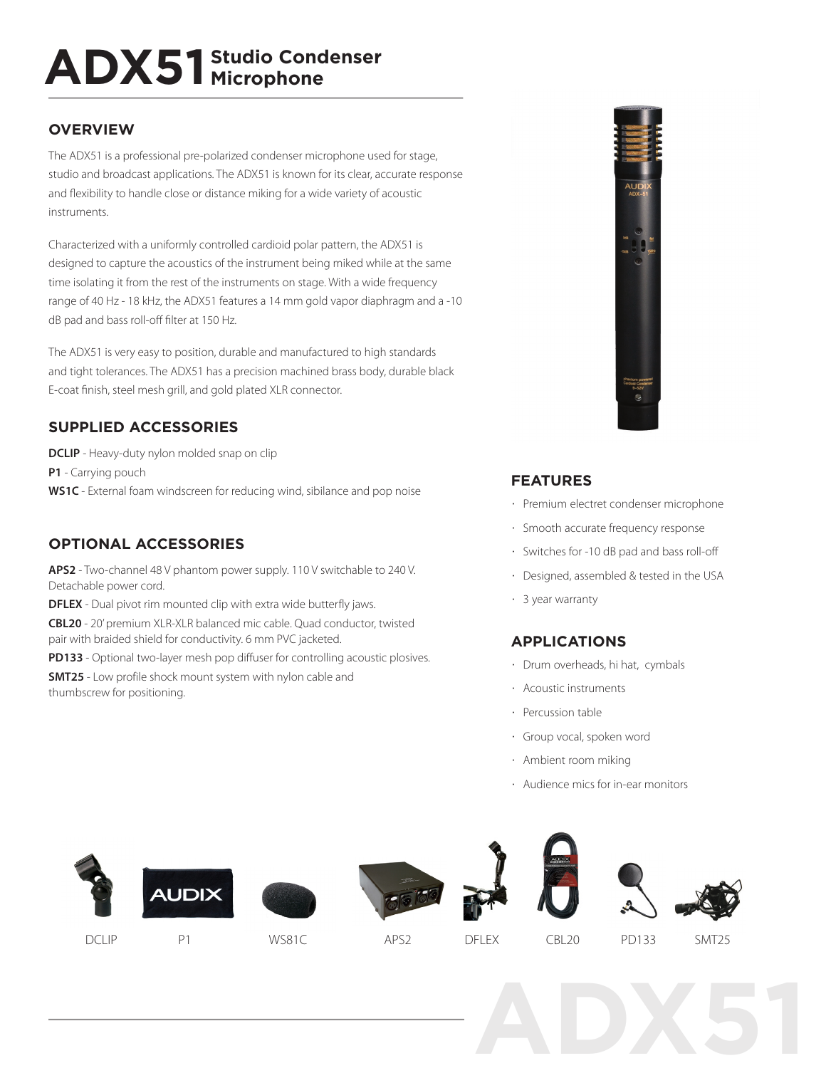# ADX51 Studio Condenser Microphone

## OVERVIEW

The ADX51 is a professional pre-polarized condenser microphone used for stage, studio and broadcast applications. The ADX51 is known for its clear, accurate response and flexibility to handle close or distance miking for a wide variety of acoustic instruments.

Characterized with a uniformly controlled cardioid polar pattern, the ADX51 is designed to capture the acoustics of the instrument being miked while at the same time isolating it from the rest of the instruments on stage. With a wide frequency range of 40 Hz - 18 kHz, the ADX51 features a 14 mm gold vapor diaphragm and a -10 dB pad and bass roll-off filter at 150 Hz.

The ADX51 is very easy to position, durable and manufactured to high standards and tight tolerances. The ADX51 has a precision machined brass body, durable black E-coat finish, steel mesh grill, and gold plated XLR connector.

## SUPPLIED ACCESSORIES

**DCLIP** - Heavy-duty nylon molded snap on clip

**P1** - Carrying pouch

**WS1C** - External foam windscreen for reducing wind, sibilance and pop noise

## OPTIONAL ACCESSORIES

**APS2** - Two-channel 48 V phantom power supply. 110 V switchable to 240 V. Detachable power cord.

**DFLEX** - Dual pivot rim mounted clip with extra wide butterfly jaws.

**CBL20** - 20' premium XLR-XLR balanced mic cable. Quad conductor, twisted pair with braided shield for conductivity. 6 mm PVC jacketed.

**PD133** - Optional two-layer mesh pop diffuser for controlling acoustic plosives.

**SMT25** - Low profile shock mount system with nylon cable and thumbscrew for positioning.

## FEATURES

- Premium electret condenser microphone
- Smooth accurate frequency response
- Switches for -10 dB pad and bass roll-off
- Designed, assembled & tested in the USA
- 3 year warranty

## APPLICATIONS

- Drum overheads, hi hat, cymbals
- Acoustic instruments
- Percussion table
- Group vocal, spoken word
- Ambient room miking
- Audience mics for in-ear monitors

DCLIP P1 WS81C APS2 DFLEX CBL20 PD133 SMT25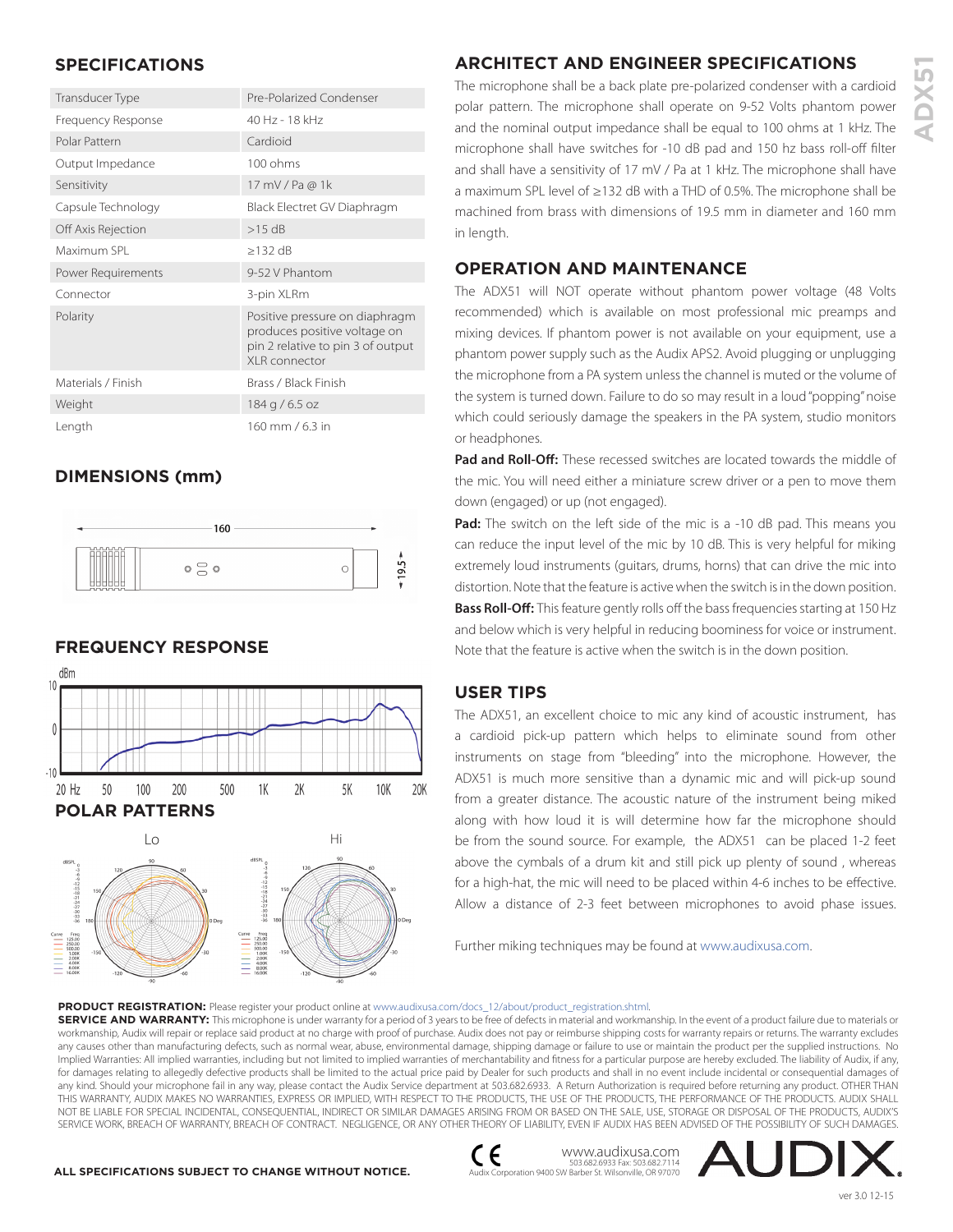## SPECIFICATIONS

| | |
|---|---|
| Transducer Type | Pre-Polarized Condenser |
| Frequency Response | 40 Hz - 18 kHz |
| Polar Pattern | Cardioid |
| Output Impedance | 100 ohms |
| Sensitivity | 17 mV / Pa @ 1k |
| Capsule Technology | Black Electret GV Diaphragm |
| Off Axis Rejection | >15 dB |
| Maximum SPL | ≥132 dB |
| Power Requirements | 9-52 V Phantom |
| Connector | 3-pin XLRm |
| Polarity | Positive pressure on diaphragm produces positive voltage on pin 2 relative to pin 3 of output XLR connector |
| Materials / Finish | Brass / Black Finish |
| Weight | 184 g / 6.5 oz |
| Length | 160 mm / 6.3 in |

## DIMENSIONS (mm)

160

19.5

## FREQUENCY RESPONSE

dBm

10

0

-10

20 Hz 50 100 200 500 1K 2K 5K 10K 20K

## POLAR PATTERNS

Lo

Hi

## ARCHITECT AND ENGINEER SPECIFICATIONS

The microphone shall be a back plate pre-polarized condenser with a cardioid polar pattern. The microphone shall operate on 9-52 Volts phantom power and the nominal output impedance shall be equal to 100 ohms at 1 kHz. The microphone shall have switches for -10 dB pad and 150 hz bass roll-off filter and shall have a sensitivity of 17 mV / Pa at 1 kHz. The microphone shall have a maximum SPL level of ≥132 dB with a THD of 0.5%. The microphone shall be machined from brass with dimensions of 19.5 mm in diameter and 160 mm in length.

## OPERATION AND MAINTENANCE

The ADX51 will NOT operate without phantom power voltage (48 Volts recommended) which is available on most professional mic preamps and mixing devices. If phantom power is not available on your equipment, use a phantom power supply such as the Audix APS2. Avoid plugging or unplugging the microphone from a PA system unless the channel is muted or the volume of the system is turned down. Failure to do so may result in a loud "popping" noise which could seriously damage the speakers in the PA system, studio monitors or headphones.

**Pad and Roll-Off:** These recessed switches are located towards the middle of the mic. You will need either a miniature screw driver or a pen to move them down (engaged) or up (not engaged).

**Pad:** The switch on the left side of the mic is a -10 dB pad. This means you can reduce the input level of the mic by 10 dB. This is very helpful for miking extremely loud instruments (guitars, drums, horns) that can drive the mic into distortion. Note that the feature is active when the switch is in the down position.

**Bass Roll-Off:** This feature gently rolls off the bass frequencies starting at 150 Hz and below which is very helpful in reducing boominess for voice or instrument. Note that the feature is active when the switch is in the down position.

## USER TIPS

The ADX51, an excellent choice to mic any kind of acoustic instrument, has a cardioid pick-up pattern which helps to eliminate sound from other instruments on stage from "bleeding" into the microphone. However, the ADX51 is much more sensitive than a dynamic mic and will pick-up sound from a greater distance. The acoustic nature of the instrument being miked along with how loud it is will determine how far the microphone should be from the sound source. For example, the ADX51 can be placed 1-2 feet above the cymbals of a drum kit and still pick up plenty of sound , whereas for a high-hat, the mic will need to be placed within 4-6 inches to be effective. Allow a distance of 2-3 feet between microphones to avoid phase issues.

Further miking techniques may be found at www.audixusa.com.

**PRODUCT REGISTRATION:** Please register your product online at www.audixusa.com/docs_12/about/product_registration.shtml.

**SERVICE AND WARRANTY:** This microphone is under warranty for a period of 3 years to be free of defects in material and workmanship. In the event of a product failure due to materials or workmanship, Audix will repair or replace said product at no charge with proof of purchase. Audix does not pay or reimburse shipping costs for warranty repairs or returns. The warranty excludes any causes other than manufacturing defects, such as normal wear, abuse, environmental damage, shipping damage or failure to use or maintain the product per the supplied instructions. No Implied Warranties: All implied warranties, including but not limited to implied warranties of merchantability and fitness for a particular purpose are hereby excluded. The liability of Audix, if any, for damages relating to allegedly defective products shall be limited to the actual price paid by Dealer for such products and shall in no event include incidental or consequential damages of any kind. Should your microphone fail in any way, please contact the Audix Service department at 503.682.6933. A Return Authorization is required before returning any product. OTHER THAN THIS WARRANTY, AUDIX MAKES NO WARRANTIES, EXPRESS OR IMPLIED, WITH RESPECT TO THE PRODUCTS, THE USE OF THE PRODUCTS, THE PERFORMANCE OF THE PRODUCTS. AUDIX SHALL NOT BE LIABLE FOR SPECIAL INCIDENTAL, CONSEQUENTIAL, INDIRECT OR SIMILAR DAMAGES ARISING FROM OR BASED ON THE SALE, USE, STORAGE OR DISPOSAL OF THE PRODUCTS, AUDIX'S SERVICE WORK, BREACH OF WARRANTY, BREACH OF CONTRACT. NEGLIGENCE, OR ANY OTHER THEORY OF LIABILITY, EVEN IF AUDIX HAS BEEN ADVISED OF THE POSSIBILITY OF SUCH DAMAGES.

**ALL SPECIFICATIONS SUBJECT TO CHANGE WITHOUT NOTICE.**

www.audixusa.com
503.682.6933 Fax: 503.682.7114
Audix Corporation 9400 SW Barber St. Wilsonville, OR 97070

AUDIX

ver 3.0 12-15